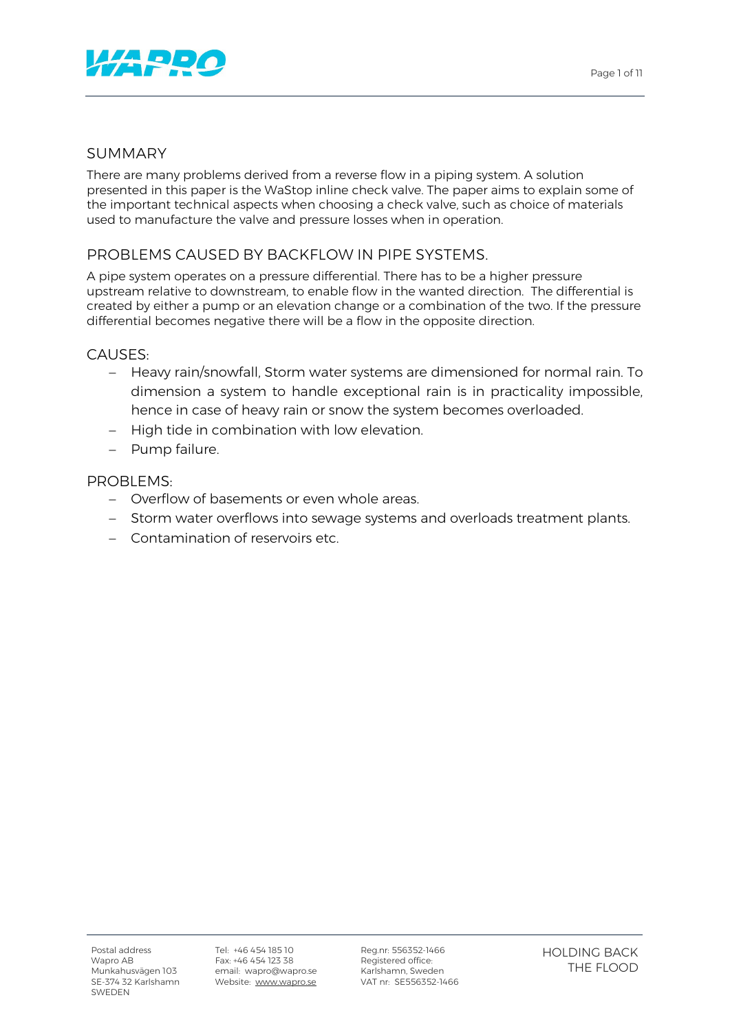## SUMMARY

There are many problems derived from a reverse flow in a piping system. A solution presented in this paper is the WaStop inline check valve. The paper aims to explain some of the important technical aspects when choosing a check valve, such as choice of materials used to manufacture the valve and pressure losses when in operation.

## PROBLEMS CAUSED BY BACKFLOW IN PIPE SYSTEMS.

A pipe system operates on a pressure differential. There has to be a higher pressure upstream relative to downstream, to enable flow in the wanted direction. The differential is created by either a pump or an elevation change or a combination of the two. If the pressure differential becomes negative there will be a flow in the opposite direction.

### CAUSES:

- Heavy rain/snowfall, Storm water systems are dimensioned for normal rain. To dimension a system to handle exceptional rain is in practicality impossible, hence in case of heavy rain or snow the system becomes overloaded.
- High tide in combination with low elevation.
- Pump failure.

### PROBLEMS:

- Overflow of basements or even whole areas.
- Storm water overflows into sewage systems and overloads treatment plants.
- Contamination of reservoirs etc.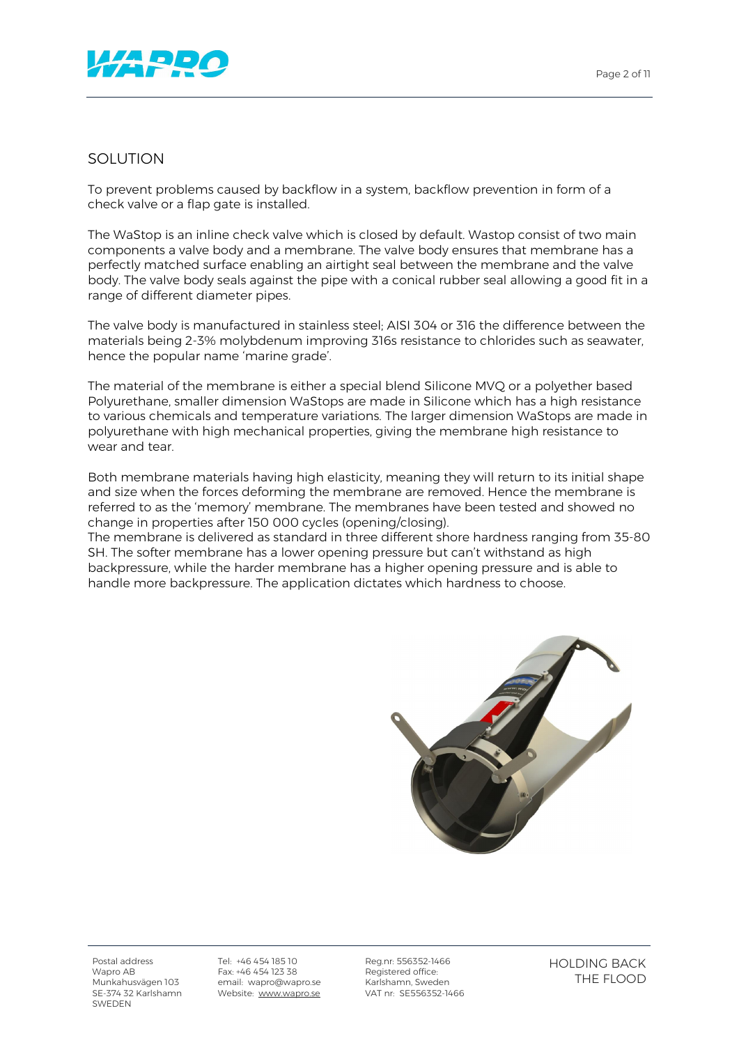## SOLUTION

To prevent problems caused by backflow in a system, backflow prevention in form of a check valve or a flap gate is installed.

The WaStop is an inline check valve which is closed by default. Wastop consist of two main components a valve body and a membrane. The valve body ensures that membrane has a perfectly matched surface enabling an airtight seal between the membrane and the valve body. The valve body seals against the pipe with a conical rubber seal allowing a good fit in a range of different diameter pipes.

The valve body is manufactured in stainless steel; AISI 304 or 316 the difference between the materials being 2-3% molybdenum improving 316s resistance to chlorides such as seawater, hence the popular name 'marine grade'.

The material of the membrane is either a special blend Silicone MVQ or a polyether based Polyurethane, smaller dimension WaStops are made in Silicone which has a high resistance to various chemicals and temperature variations. The larger dimension WaStops are made in polyurethane with high mechanical properties, giving the membrane high resistance to wear and tear.

Both membrane materials having high elasticity, meaning they will return to its initial shape and size when the forces deforming the membrane are removed. Hence the membrane is referred to as the 'memory' membrane. The membranes have been tested and showed no change in properties after 150 000 cycles (opening/closing).
The membrane is delivered as standard in three different shore hardness ranging from 35-80 SH. The softer membrane has a lower opening pressure but can't withstand as high backpressure, while the harder membrane has a higher opening pressure and is able to handle more backpressure. The application dictates which hardness to choose.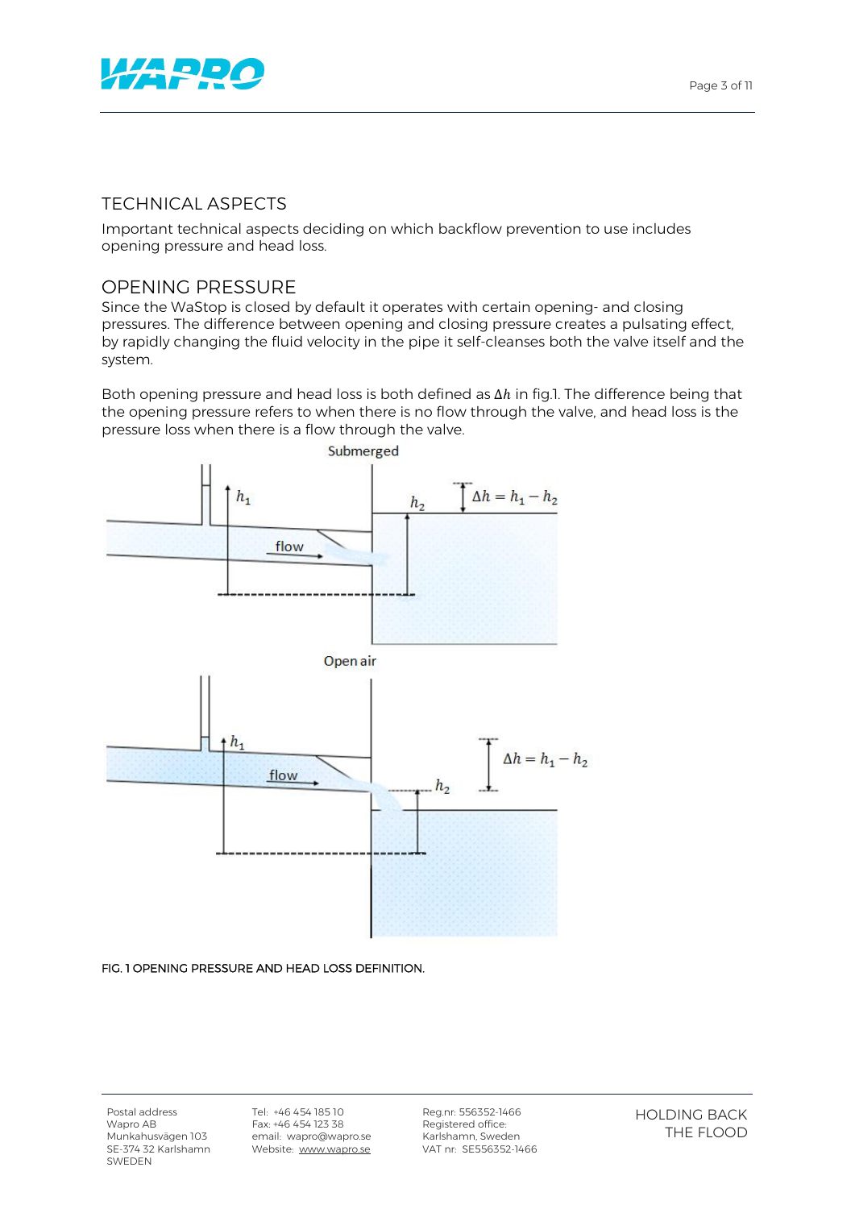## TECHNICAL ASPECTS

Important technical aspects deciding on which backflow prevention to use includes opening pressure and head loss.

## OPENING PRESSURE

Since the WaStop is closed by default it operates with certain opening- and closing pressures. The difference between opening and closing pressure creates a pulsating effect, by rapidly changing the fluid velocity in the pipe it self-cleanses both the valve itself and the system.

Both opening pressure and head loss is both defined as $\Delta h$ in fig.1. The difference being that the opening pressure refers to when there is no flow through the valve, and head loss is the pressure loss when there is a flow through the valve.

FIG. 1 OPENING PRESSURE AND HEAD LOSS DEFINITION.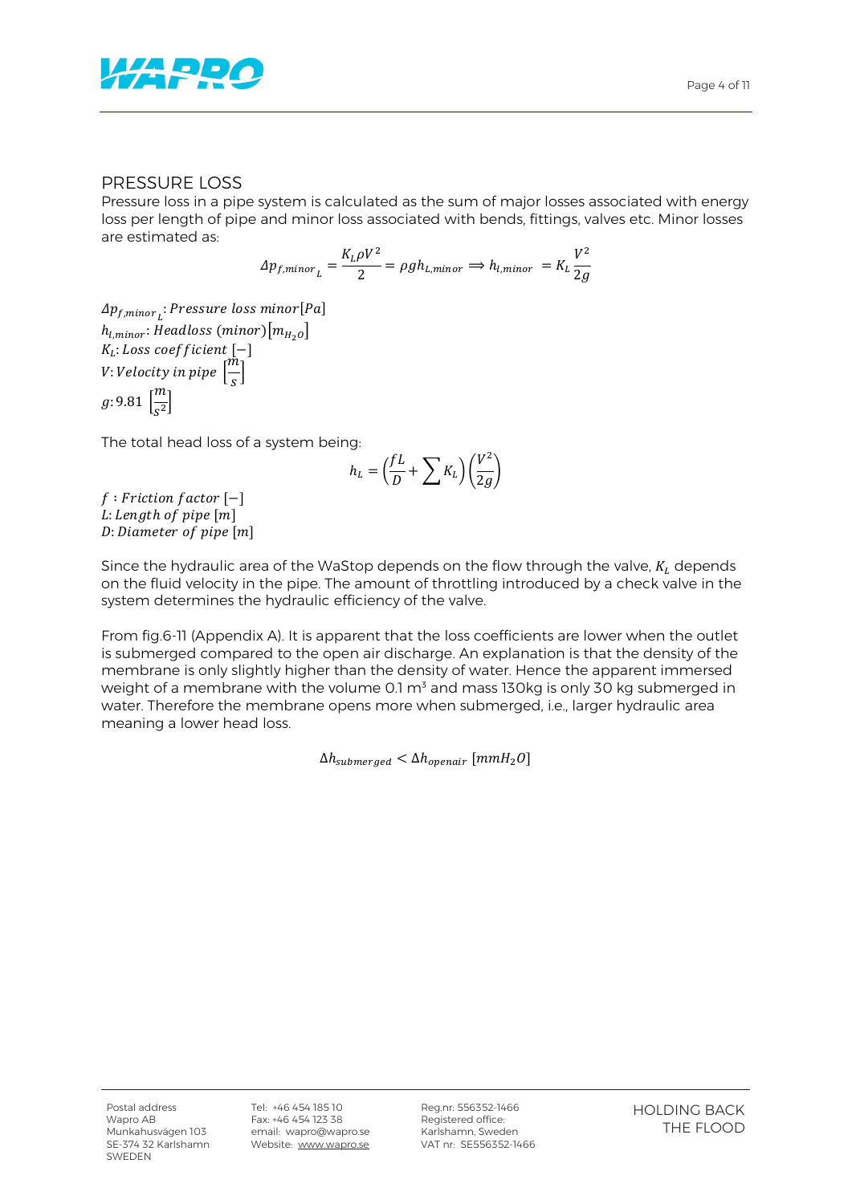## PRESSURE LOSS

Pressure loss in a pipe system is calculated as the sum of major losses associated with energy loss per length of pipe and minor loss associated with bends, fittings, valves etc. Minor losses are estimated as:

$$\Delta p_{f,minor_L} = \frac{K_L \rho V^2}{2} = \rho g h_{L,minor} \Longrightarrow h_{l,minor} = K_L \frac{V^2}{2g}$$

$\Delta p_{f,minor_L}$: *Pressure loss minor* $[Pa]$
$h_{l,minor}$: *Headloss (minor)* $[m_{H_2O}]$
$K_L$: *Loss coefficient* $[-]$
$V$: *Velocity in pipe* $\left[\frac{m}{s}\right]$
$g$: $9.81 \left[\frac{m}{s^2}\right]$

The total head loss of a system being:

$$h_L = \left(\frac{fL}{D} + \sum K_L\right)\left(\frac{V^2}{2g}\right)$$

$f$ : *Friction factor* $[-]$
$L$: *Length of pipe* $[m]$
$D$: *Diameter of pipe* $[m]$

Since the hydraulic area of the WaStop depends on the flow through the valve, $K_L$ depends on the fluid velocity in the pipe. The amount of throttling introduced by a check valve in the system determines the hydraulic efficiency of the valve.

From fig.6-11 (Appendix A). It is apparent that the loss coefficients are lower when the outlet is submerged compared to the open air discharge. An explanation is that the density of the membrane is only slightly higher than the density of water. Hence the apparent immersed weight of a membrane with the volume 0.1 m$^3$ and mass 130kg is only 30 kg submerged in water. Therefore the membrane opens more when submerged, i.e., larger hydraulic area meaning a lower head loss.

$$\Delta h_{submerged} < \Delta h_{openair} \ [mmH_2O]$$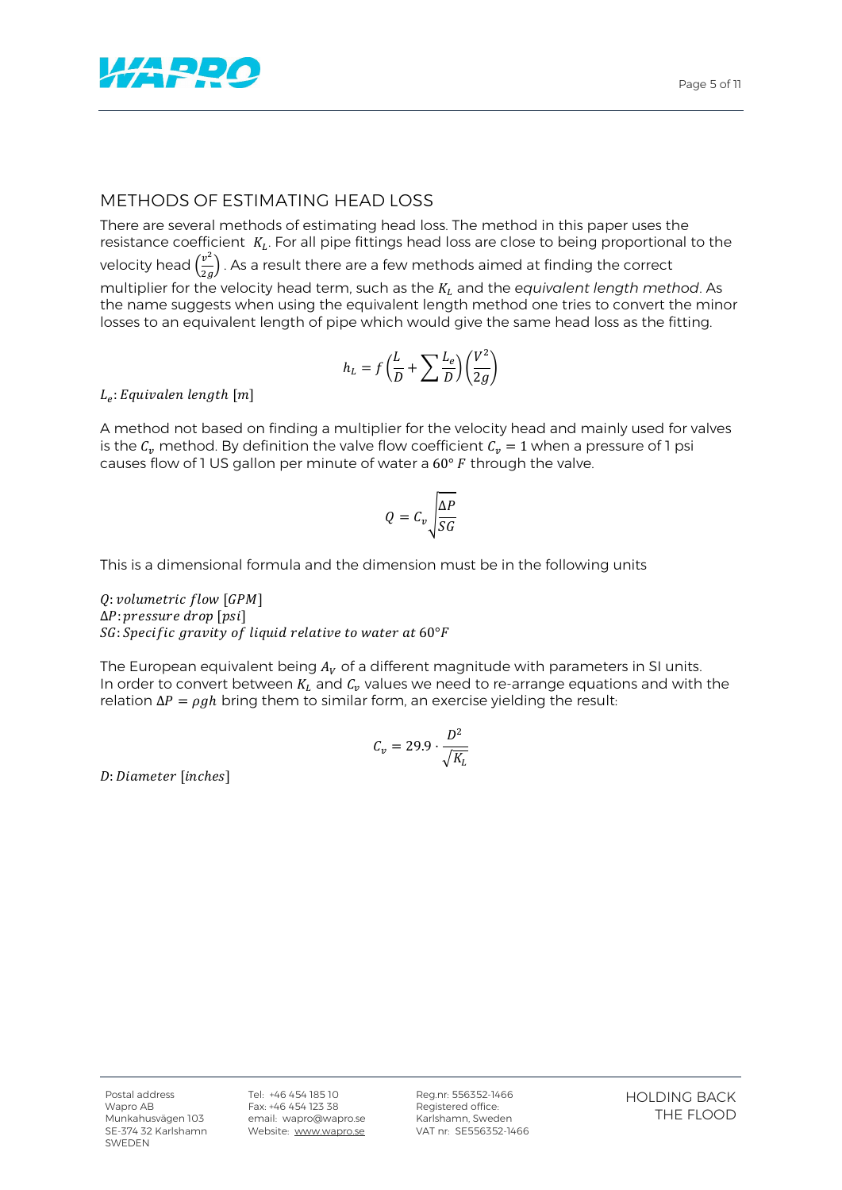## METHODS OF ESTIMATING HEAD LOSS

There are several methods of estimating head loss. The method in this paper uses the resistance coefficient $K_L$. For all pipe fittings head loss are close to being proportional to the velocity head $\left(\frac{v^2}{2g}\right)$. As a result there are a few methods aimed at finding the correct multiplier for the velocity head term, such as the $K_L$ and the *equivalent length method*. As the name suggests when using the equivalent length method one tries to convert the minor losses to an equivalent length of pipe which would give the same head loss as the fitting.

$$h_L = f\left(\frac{L}{D} + \sum \frac{L_e}{D}\right)\left(\frac{V^2}{2g}\right)$$

$L_e: Equivalen\ length\ [m]$

A method not based on finding a multiplier for the velocity head and mainly used for valves is the $C_v$ method. By definition the valve flow coefficient $C_v = 1$ when a pressure of 1 psi causes flow of 1 US gallon per minute of water a $60°\ F$ through the valve.

$$Q = C_v\sqrt{\frac{\Delta P}{SG}}$$

This is a dimensional formula and the dimension must be in the following units

$Q: volumetric\ flow\ [GPM]$
$\Delta P: pressure\ drop\ [psi]$
$SG: Specific\ gravity\ of\ liquid\ relative\ to\ water\ at\ 60°F$

The European equivalent being $A_V$ of a different magnitude with parameters in SI units. In order to convert between $K_L$ and $C_v$ values we need to re-arrange equations and with the relation $\Delta P = \rho gh$ bring them to similar form, an exercise yielding the result:

$$C_v = 29.9 \cdot \frac{D^2}{\sqrt{K_L}}$$

$D: Diameter\ [inches]$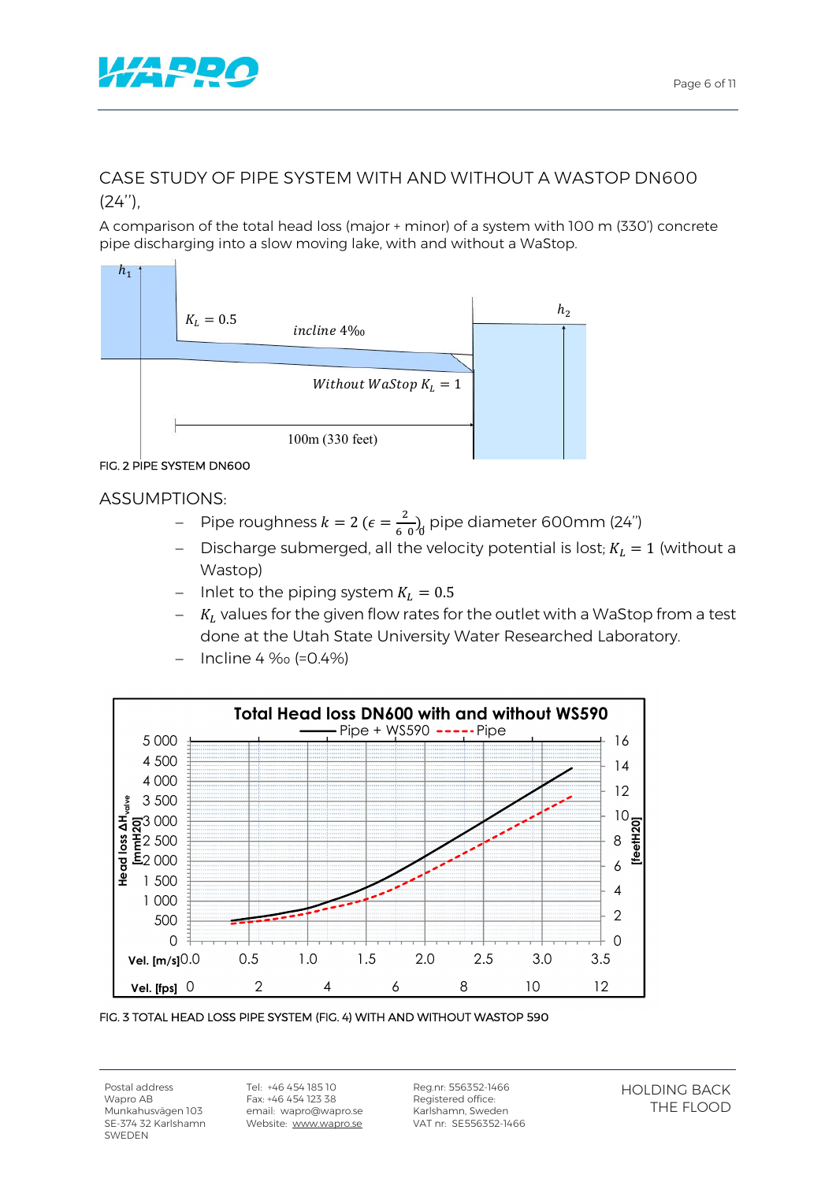## CASE STUDY OF PIPE SYSTEM WITH AND WITHOUT A WASTOP DN600 (24''),

A comparison of the total head loss (major + minor) of a system with 100 m (330') concrete pipe discharging into a slow moving lake, with and without a WaStop.

FIG. 2 PIPE SYSTEM DN600

## ASSUMPTIONS:

- Pipe roughness $k = 2$ ($\epsilon = \frac{2}{600}$), pipe diameter 600mm (24'')
- Discharge submerged, all the velocity potential is lost; $K_L = 1$ (without a Wastop)
- Inlet to the piping system $K_L = 0.5$
- $K_L$ values for the given flow rates for the outlet with a WaStop from a test done at the Utah State University Water Researched Laboratory.
- Incline 4 ‰ (=0.4%)

FIG. 3 TOTAL HEAD LOSS PIPE SYSTEM (FIG. 4) WITH AND WITHOUT WASTOP 590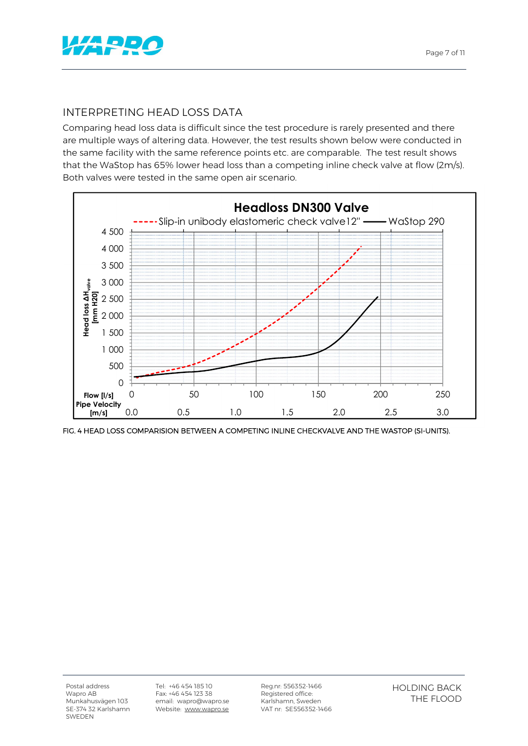## INTERPRETING HEAD LOSS DATA

Comparing head loss data is difficult since the test procedure is rarely presented and there are multiple ways of altering data. However, the test results shown below were conducted in the same facility with the same reference points etc. are comparable. The test result shows that the WaStop has 65% lower head loss than a competing inline check valve at flow (2m/s). Both valves were tested in the same open air scenario.

FIG. 4 HEAD LOSS COMPARISION BETWEEN A COMPETING INLINE CHECKVALVE AND THE WASTOP (SI-UNITS).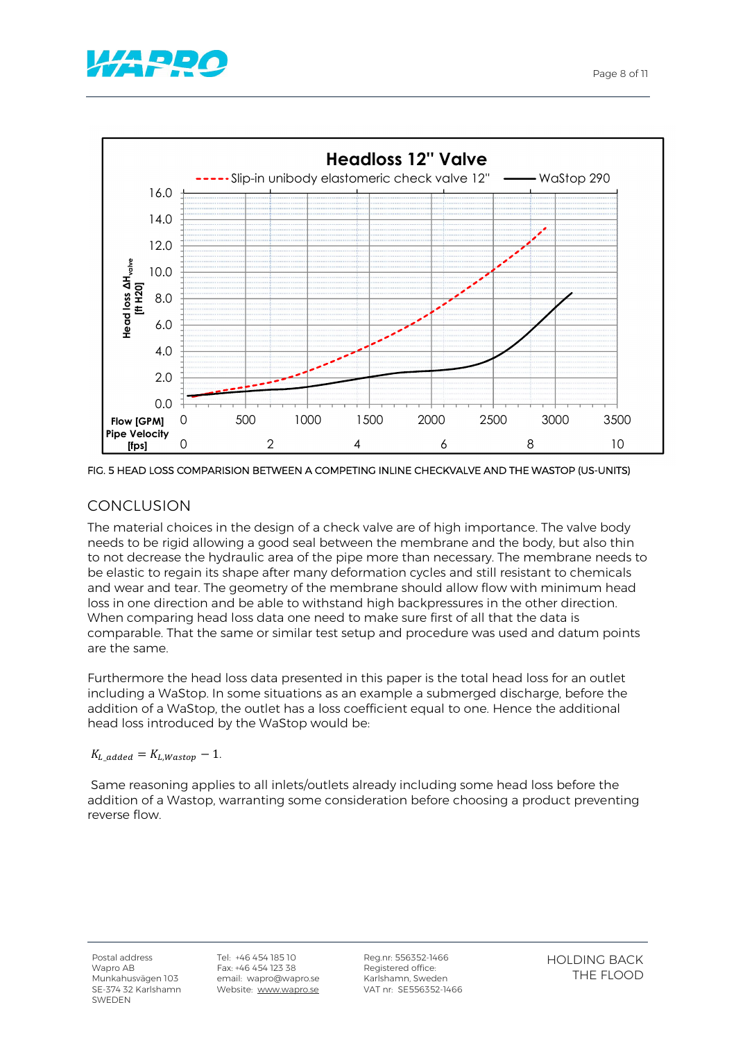FIG. 5 HEAD LOSS COMPARISION BETWEEN A COMPETING INLINE CHECKVALVE AND THE WASTOP (US-UNITS)

## CONCLUSION

The material choices in the design of a check valve are of high importance. The valve body needs to be rigid allowing a good seal between the membrane and the body, but also thin to not decrease the hydraulic area of the pipe more than necessary. The membrane needs to be elastic to regain its shape after many deformation cycles and still resistant to chemicals and wear and tear. The geometry of the membrane should allow flow with minimum head loss in one direction and be able to withstand high backpressures in the other direction. When comparing head loss data one need to make sure first of all that the data is comparable. That the same or similar test setup and procedure was used and datum points are the same.

Furthermore the head loss data presented in this paper is the total head loss for an outlet including a WaStop. In some situations as an example a submerged discharge, before the addition of a WaStop, the outlet has a loss coefficient equal to one. Hence the additional head loss introduced by the WaStop would be:

$$K_{L\_added} = K_{L,Wastop} - 1.$$

Same reasoning applies to all inlets/outlets already including some head loss before the addition of a Wastop, warranting some consideration before choosing a product preventing reverse flow.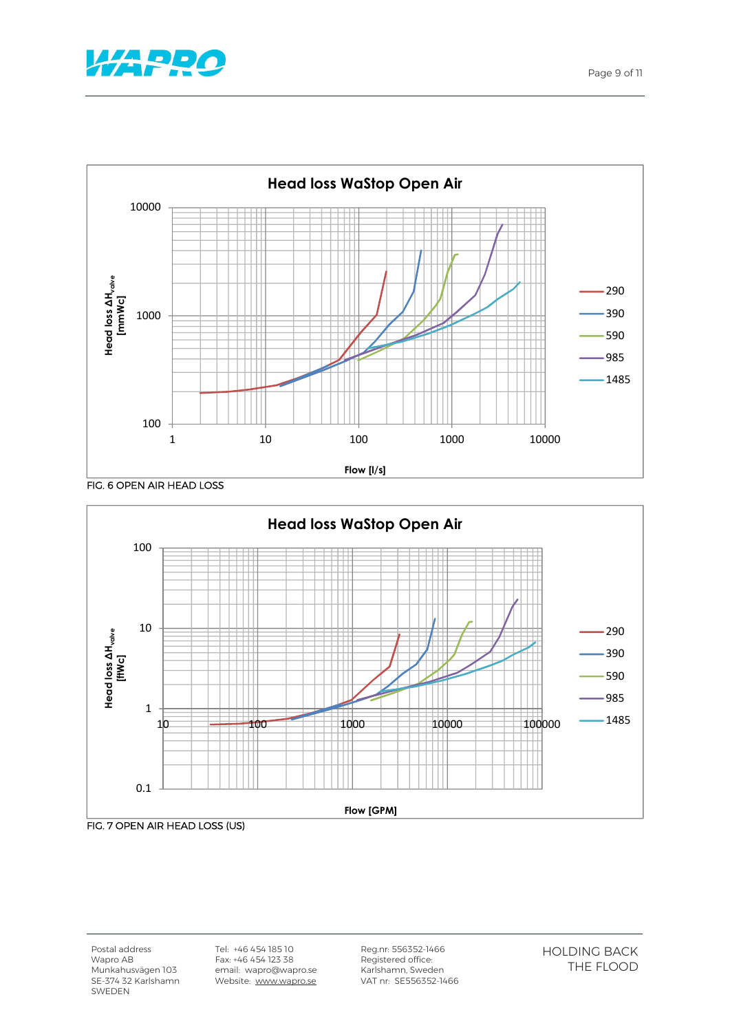**Head loss WaStop Open Air**

Head loss $\Delta H_{valve}$ [mmWc]

Flow [l/s]

Legend: 290, 390, 590, 985, 1485

FIG. 6 OPEN AIR HEAD LOSS

**Head loss WaStop Open Air**

Head loss $\Delta H_{valve}$ [ftWc]

Flow [GPM]

Legend: 290, 390, 590, 985, 1485

FIG. 7 OPEN AIR HEAD LOSS (US)

Postal address
Wapro AB
Munkahusvägen 103
SE-374 32 Karlshamn
SWEDEN

Tel: +46 454 185 10
Fax: +46 454 123 38
email: wapro@wapro.se
Website: www.wapro.se

Reg.nr: 556352-1466
Registered office:
Karlshamn, Sweden
VAT nr: SE556352-1466

HOLDING BACK
THE FLOOD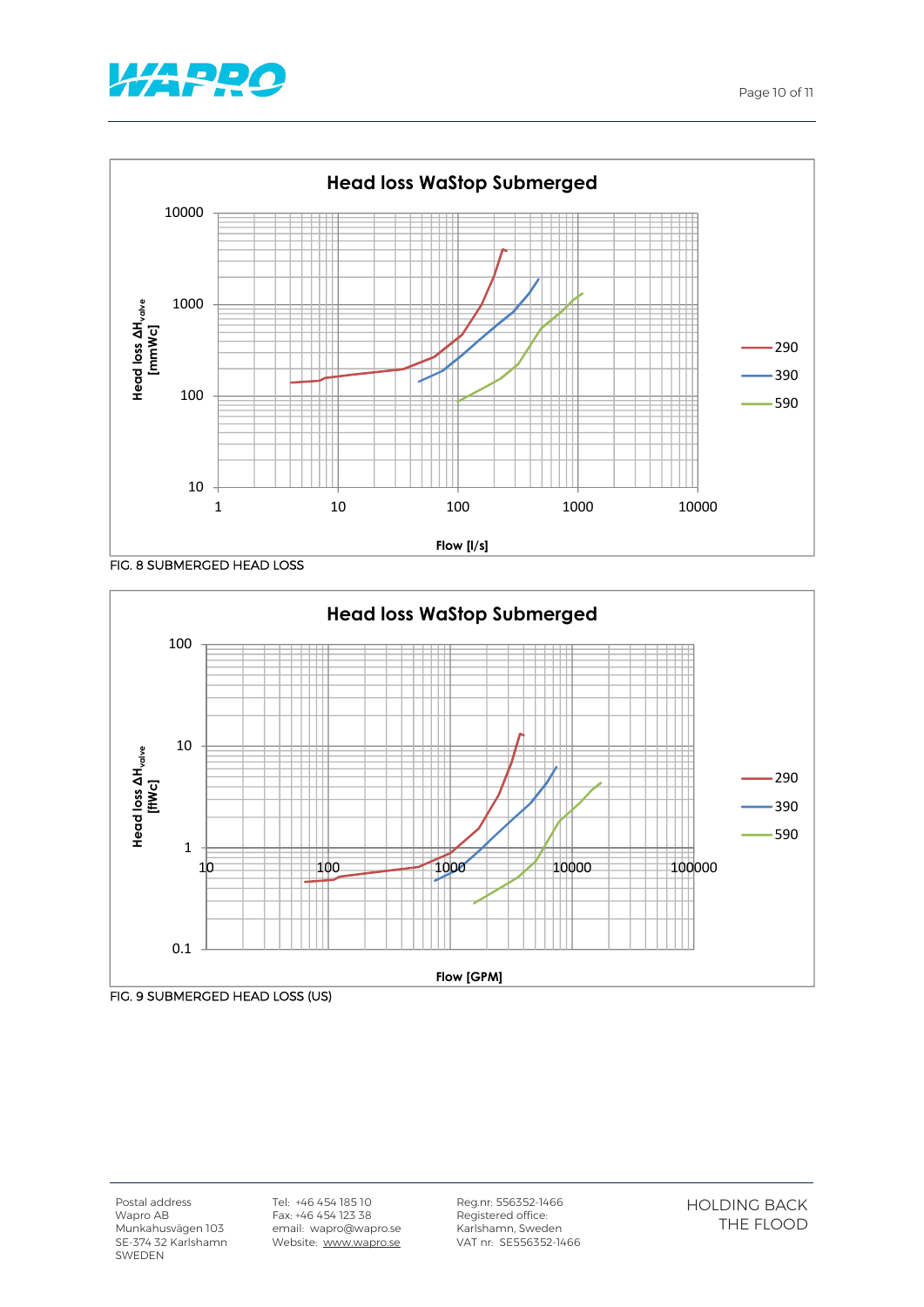**Head loss WaStop Submerged**

Head loss $\Delta H_{valve}$ [mmWc]

Flow [l/s]

Legend: 290, 390, 590

FIG. 8 SUBMERGED HEAD LOSS

**Head loss WaStop Submerged**

Head loss $\Delta H_{valve}$ [ftWc]

Flow [GPM]

Legend: 290, 390, 590

FIG. 9 SUBMERGED HEAD LOSS (US)

Postal address
Wapro AB
Munkahusvägen 103
SE-374 32 Karlshamn
SWEDEN

Tel: +46 454 185 10
Fax: +46 454 123 38
email: wapro@wapro.se
Website: www.wapro.se

Reg.nr: 556352-1466
Registered office:
Karlshamn, Sweden
VAT nr: SE556352-1466

HOLDING BACK
THE FLOOD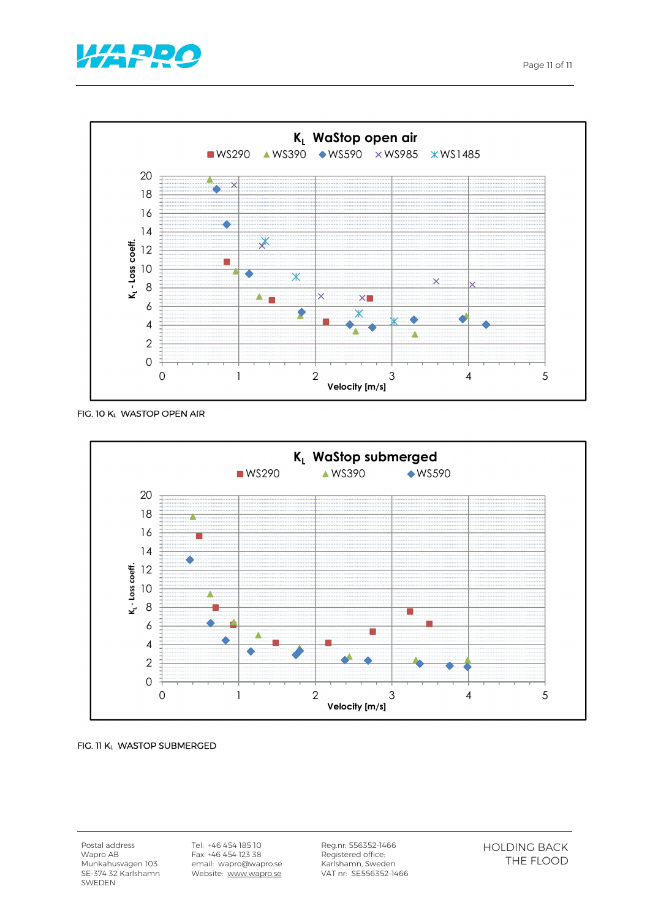$K_L$ WaStop open air

WS290 WS390 WS590 WS985 WS1485

$K_L$ - Loss coeff.

20
18
16
14
12
10
8
6
4
2
0

0 1 2 3 4 5

Velocity [m/s]

FIG. 10 $K_L$ WASTOP OPEN AIR

$K_L$ WaStop submerged

WS290 WS390 WS590

$K_L$ - Loss coeff.

20
18
16
14
12
10
8
6
4
2
0

0 1 2 3 4 5

Velocity [m/s]

FIG. 11 $K_L$ WASTOP SUBMERGED